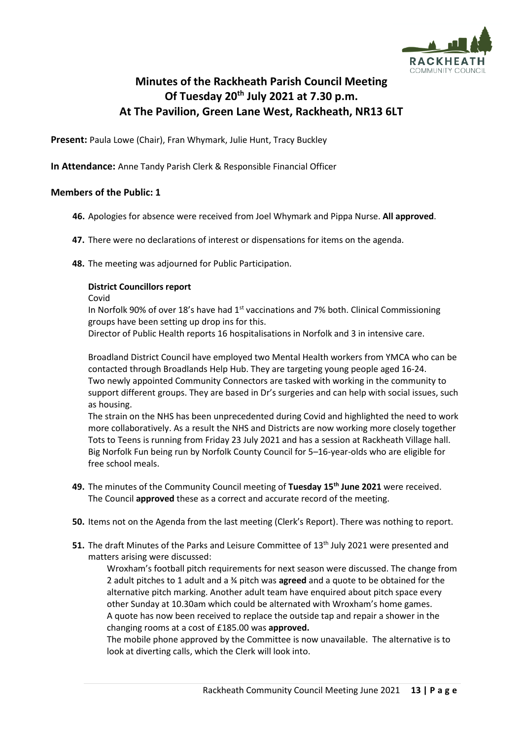# Minutes of the Rackheath Parish Council Meeting Of Tuesday 20th July 2021 at 7.30 p.m. At The Pavilion, Green Lane West, Rackheath, NR13 6LT

**Present:** Paula Lowe (Chair), Fran Whymark, Julie Hunt, Tracy Buckley

**In Attendance:** Anne Tandy Parish Clerk & Responsible Financial Officer

**Members of the Public: 1**

**46.** Apologies for absence were received from Joel Whymark and Pippa Nurse. **All approved**.

**47.** There were no declarations of interest or dispensations for items on the agenda.

**48.** The meeting was adjourned for Public Participation.

**District Councillors report**

Covid

In Norfolk 90% of over 18's have had 1st vaccinations and 7% both. Clinical Commissioning groups have been setting up drop ins for this.

Director of Public Health reports 16 hospitalisations in Norfolk and 3 in intensive care.

Broadland District Council have employed two Mental Health workers from YMCA who can be contacted through Broadlands Help Hub. They are targeting young people aged 16-24.

Two newly appointed Community Connectors are tasked with working in the community to support different groups. They are based in Dr's surgeries and can help with social issues, such as housing.

The strain on the NHS has been unprecedented during Covid and highlighted the need to work more collaboratively. As a result the NHS and Districts are now working more closely together

Tots to Teens is running from Friday 23 July 2021 and has a session at Rackheath Village hall.

Big Norfolk Fun being run by Norfolk County Council for 5–16-year-olds who are eligible for free school meals.

**49.** The minutes of the Community Council meeting of **Tuesday 15th June 2021** were received. The Council **approved** these as a correct and accurate record of the meeting.

**50.** Items not on the Agenda from the last meeting (Clerk's Report). There was nothing to report.

**51.** The draft Minutes of the Parks and Leisure Committee of 13th July 2021 were presented and matters arising were discussed:

Wroxham's football pitch requirements for next season were discussed. The change from 2 adult pitches to 1 adult and a ¾ pitch was **agreed** and a quote to be obtained for the alternative pitch marking. Another adult team have enquired about pitch space every other Sunday at 10.30am which could be alternated with Wroxham's home games.

A quote has now been received to replace the outside tap and repair a shower in the changing rooms at a cost of £185.00 was **approved.**

The mobile phone approved by the Committee is now unavailable. The alternative is to look at diverting calls, which the Clerk will look into.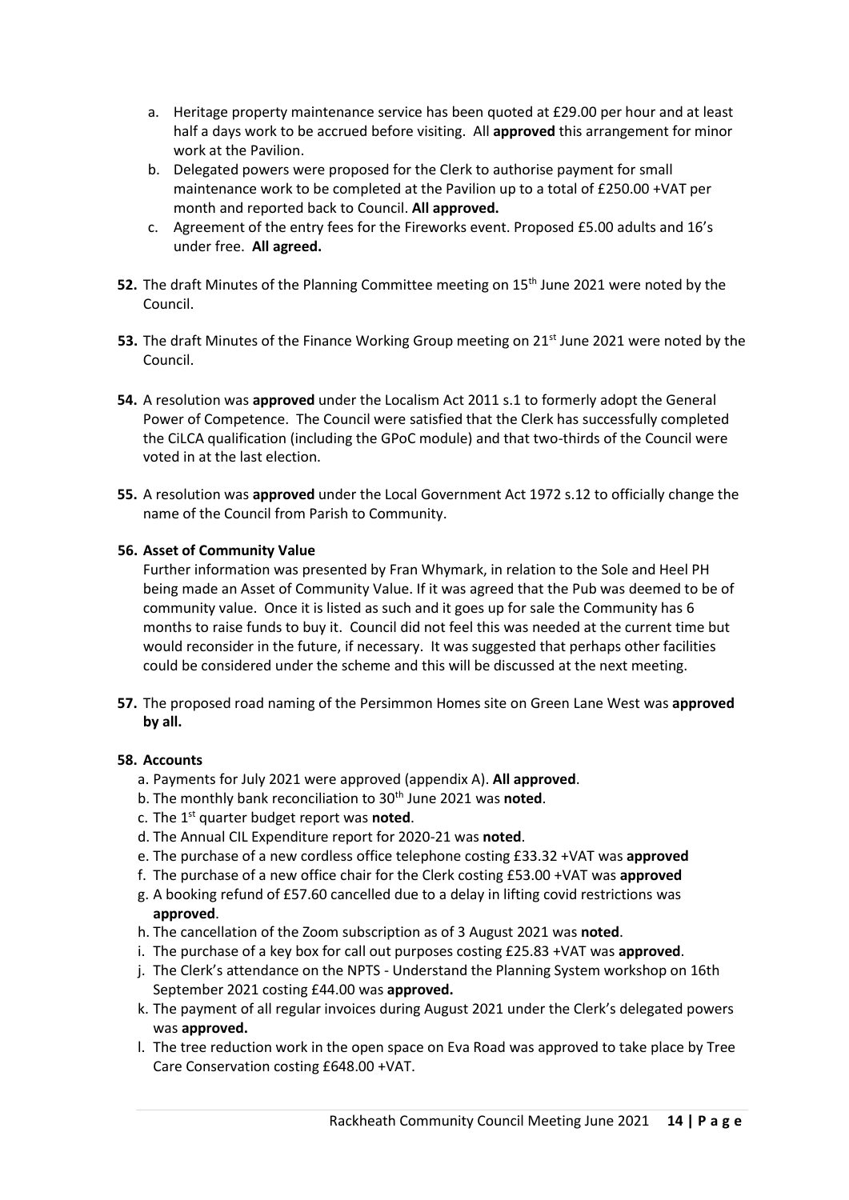a. Heritage property maintenance service has been quoted at £29.00 per hour and at least half a days work to be accrued before visiting. All **approved** this arrangement for minor work at the Pavilion.
b. Delegated powers were proposed for the Clerk to authorise payment for small maintenance work to be completed at the Pavilion up to a total of £250.00 +VAT per month and reported back to Council. **All approved.**
c. Agreement of the entry fees for the Fireworks event. Proposed £5.00 adults and 16's under free. **All agreed.**

**52.** The draft Minutes of the Planning Committee meeting on 15th June 2021 were noted by the Council.

**53.** The draft Minutes of the Finance Working Group meeting on 21st June 2021 were noted by the Council.

**54.** A resolution was **approved** under the Localism Act 2011 s.1 to formerly adopt the General Power of Competence. The Council were satisfied that the Clerk has successfully completed the CiLCA qualification (including the GPoC module) and that two-thirds of the Council were voted in at the last election.

**55.** A resolution was **approved** under the Local Government Act 1972 s.12 to officially change the name of the Council from Parish to Community.

**56. Asset of Community Value**

Further information was presented by Fran Whymark, in relation to the Sole and Heel PH being made an Asset of Community Value. If it was agreed that the Pub was deemed to be of community value. Once it is listed as such and it goes up for sale the Community has 6 months to raise funds to buy it. Council did not feel this was needed at the current time but would reconsider in the future, if necessary. It was suggested that perhaps other facilities could be considered under the scheme and this will be discussed at the next meeting.

**57.** The proposed road naming of the Persimmon Homes site on Green Lane West was **approved by all.**

**58. Accounts**

a. Payments for July 2021 were approved (appendix A). **All approved**.
b. The monthly bank reconciliation to 30th June 2021 was **noted**.
c. The 1st quarter budget report was **noted**.
d. The Annual CIL Expenditure report for 2020-21 was **noted**.
e. The purchase of a new cordless office telephone costing £33.32 +VAT was **approved**
f. The purchase of a new office chair for the Clerk costing £53.00 +VAT was **approved**
g. A booking refund of £57.60 cancelled due to a delay in lifting covid restrictions was **approved**.
h. The cancellation of the Zoom subscription as of 3 August 2021 was **noted**.
i. The purchase of a key box for call out purposes costing £25.83 +VAT was **approved**.
j. The Clerk's attendance on the NPTS - Understand the Planning System workshop on 16th September 2021 costing £44.00 was **approved.**
k. The payment of all regular invoices during August 2021 under the Clerk's delegated powers was **approved.**
l. The tree reduction work in the open space on Eva Road was approved to take place by Tree Care Conservation costing £648.00 +VAT.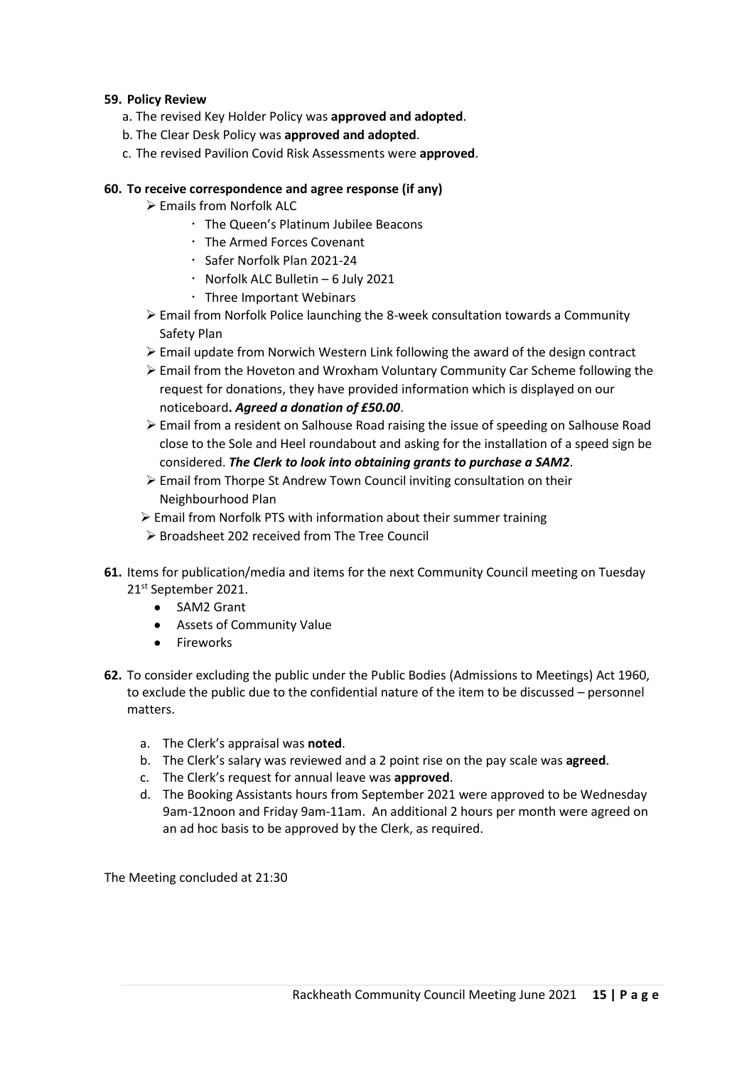**59. Policy Review**

a. The revised Key Holder Policy was **approved and adopted**.
b. The Clear Desk Policy was **approved and adopted**.
c. The revised Pavilion Covid Risk Assessments were **approved**.

**60. To receive correspondence and agree response (if any)**

- Emails from Norfolk ALC
  - The Queen's Platinum Jubilee Beacons
  - The Armed Forces Covenant
  - Safer Norfolk Plan 2021-24
  - Norfolk ALC Bulletin – 6 July 2021
  - Three Important Webinars
- Email from Norfolk Police launching the 8-week consultation towards a Community Safety Plan
- Email update from Norwich Western Link following the award of the design contract
- Email from the Hoveton and Wroxham Voluntary Community Car Scheme following the request for donations, they have provided information which is displayed on our noticeboard**. *Agreed a donation of £50.00***.
- Email from a resident on Salhouse Road raising the issue of speeding on Salhouse Road close to the Sole and Heel roundabout and asking for the installation of a speed sign be considered. ***The Clerk to look into obtaining grants to purchase a SAM2***.
- Email from Thorpe St Andrew Town Council inviting consultation on their Neighbourhood Plan
- Email from Norfolk PTS with information about their summer training
- Broadsheet 202 received from The Tree Council

**61.** Items for publication/media and items for the next Community Council meeting on Tuesday 21st September 2021.

- SAM2 Grant
- Assets of Community Value
- Fireworks

**62.** To consider excluding the public under the Public Bodies (Admissions to Meetings) Act 1960, to exclude the public due to the confidential nature of the item to be discussed – personnel matters.

a. The Clerk's appraisal was **noted**.
b. The Clerk's salary was reviewed and a 2 point rise on the pay scale was **agreed**.
c. The Clerk's request for annual leave was **approved**.
d. The Booking Assistants hours from September 2021 were approved to be Wednesday 9am-12noon and Friday 9am-11am. An additional 2 hours per month were agreed on an ad hoc basis to be approved by the Clerk, as required.

The Meeting concluded at 21:30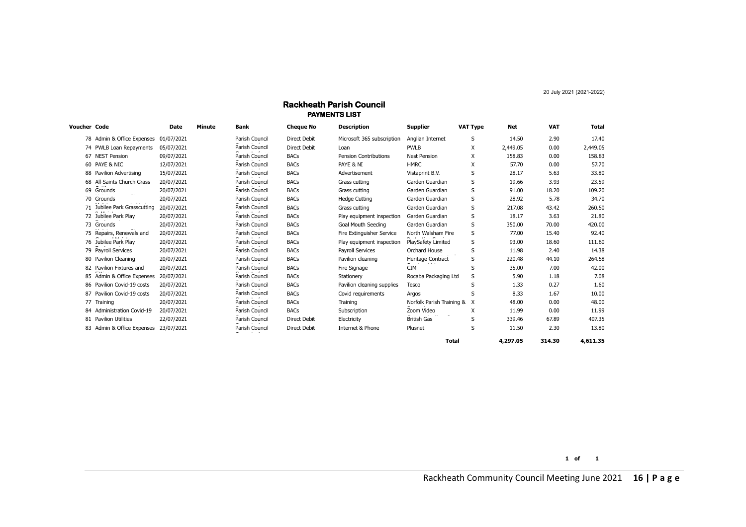20 July 2021 (2021-2022)

## Rackheath Parish Council

### PAYMENTS LIST

| Voucher | Code | Date | Minute | Bank | Cheque No | Description | Supplier | VAT Type | Net | VAT | Total |
|---|---|---|---|---|---|---|---|---|---|---|---|
| 78 | Admin & Office Expenses | 01/07/2021 | | Parish Council | Direct Debit | Microsoft 365 subscription | Anglian Internet | S | 14.50 | 2.90 | 17.40 |
| 74 | PWLB Loan Repayments | 05/07/2021 | | Parish Council | Direct Debit | Loan | PWLB | X | 2,449.05 | 0.00 | 2,449.05 |
| 67 | NEST Pension | 09/07/2021 | | Parish Council | BACs | Pension Contributions | Nest Pension | X | 158.83 | 0.00 | 158.83 |
| 60 | PAYE & NIC | 12/07/2021 | | Parish Council | BACs | PAYE & NI | HMRC | X | 57.70 | 0.00 | 57.70 |
| 88 | Pavilion Advertising | 15/07/2021 | | Parish Council | BACs | Advertisement | Vistaprint B.V. | S | 28.17 | 5.63 | 33.80 |
| 68 | All-Saints Church Grass | 20/07/2021 | | Parish Council | BACs | Grass cutting | Garden Guardian | S | 19.66 | 3.93 | 23.59 |
| 69 | Grounds | 20/07/2021 | | Parish Council | BACs | Grass cutting | Garden Guardian | S | 91.00 | 18.20 | 109.20 |
| 70 | Grounds | 20/07/2021 | | Parish Council | BACs | Hedge Cutting | Garden Guardian | S | 28.92 | 5.78 | 34.70 |
| 71 | Jubilee Park Grasscutting | 20/07/2021 | | Parish Council | BACs | Grass cutting | Garden Guardian | S | 217.08 | 43.42 | 260.50 |
| 72 | Jubilee Park Play | 20/07/2021 | | Parish Council | BACs | Play equipment inspection | Garden Guardian | S | 18.17 | 3.63 | 21.80 |
| 73 | Grounds | 20/07/2021 | | Parish Council | BACs | Goal Mouth Seeding | Garden Guardian | S | 350.00 | 70.00 | 420.00 |
| 75 | Repairs, Renewals and | 20/07/2021 | | Parish Council | BACs | Fire Extinguisher Service | North Walsham Fire | S | 77.00 | 15.40 | 92.40 |
| 76 | Jubilee Park Play | 20/07/2021 | | Parish Council | BACs | Play equipment inspection | PlaySafety Limited | S | 93.00 | 18.60 | 111.60 |
| 79 | Payroll Services | 20/07/2021 | | Parish Council | BACs | Payroll Services | Orchard House | S | 11.98 | 2.40 | 14.38 |
| 80 | Pavilion Cleaning | 20/07/2021 | | Parish Council | BACs | Pavilion cleaning | Heritage Contract | S | 220.48 | 44.10 | 264.58 |
| 82 | Pavilion Fixtures and | 20/07/2021 | | Parish Council | BACs | Fire Signage | CIM | S | 35.00 | 7.00 | 42.00 |
| 85 | Admin & Office Expenses | 20/07/2021 | | Parish Council | BACs | Stationery | Rocaba Packaging Ltd | S | 5.90 | 1.18 | 7.08 |
| 86 | Pavilion Covid-19 costs | 20/07/2021 | | Parish Council | BACs | Pavilion cleaning supplies | Tesco | S | 1.33 | 0.27 | 1.60 |
| 87 | Pavilion Covid-19 costs | 20/07/2021 | | Parish Council | BACs | Covid requirements | Argos | S | 8.33 | 1.67 | 10.00 |
| 77 | Training | 20/07/2021 | | Parish Council | BACs | Training | Norfolk Parish Training & | X | 48.00 | 0.00 | 48.00 |
| 84 | Administration Covid-19 | 20/07/2021 | | Parish Council | BACs | Subscription | Zoom Video | X | 11.99 | 0.00 | 11.99 |
| 81 | Pavilion Utilities | 22/07/2021 | | Parish Council | Direct Debit | Electricity | British Gas | S | 339.46 | 67.89 | 407.35 |
| 83 | Admin & Office Expenses | 23/07/2021 | | Parish Council | Direct Debit | Internet & Phone | Plusnet | S | 11.50 | 2.30 | 13.80 |
| | | | | | | | **Total** | | **4,297.05** | **314.30** | **4,611.35** |